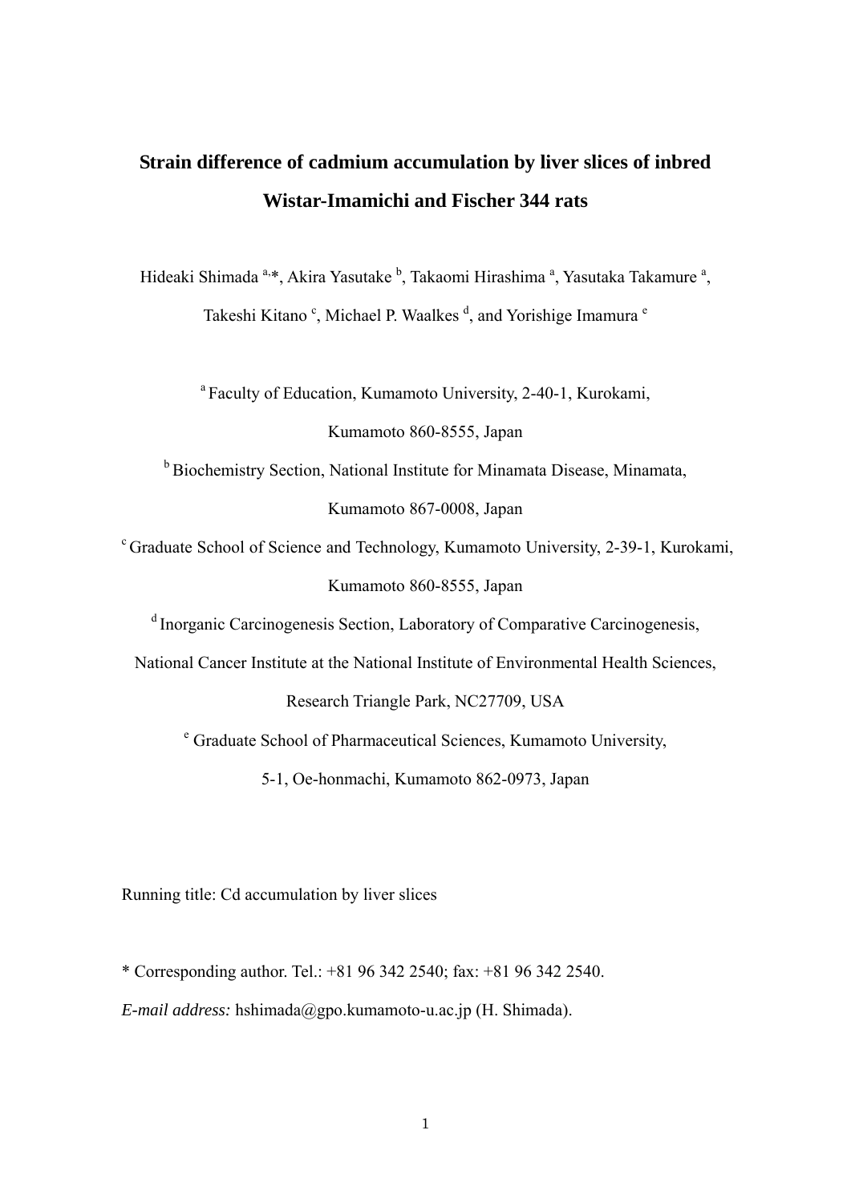# Strain difference of cadmium accumulation by liver slices of inbred Wistar-Imamichi and Fischer 344 rats

Hideaki Shimada [a,*], Akira Yasutake [b], Takaomi Hirashima [a], Yasutaka Takamure [a], Takeshi Kitano [c], Michael P. Waalkes [d], and Yorishige Imamura [e]

[a] Faculty of Education, Kumamoto University, 2-40-1, Kurokami, Kumamoto 860-8555, Japan

[b] Biochemistry Section, National Institute for Minamata Disease, Minamata, Kumamoto 867-0008, Japan

[c] Graduate School of Science and Technology, Kumamoto University, 2-39-1, Kurokami, Kumamoto 860-8555, Japan

[d] Inorganic Carcinogenesis Section, Laboratory of Comparative Carcinogenesis, National Cancer Institute at the National Institute of Environmental Health Sciences, Research Triangle Park, NC27709, USA

[e] Graduate School of Pharmaceutical Sciences, Kumamoto University, 5-1, Oe-honmachi, Kumamoto 862-0973, Japan

Running title: Cd accumulation by liver slices

\* Corresponding author. Tel.: +81 96 342 2540; fax: +81 96 342 2540.

*E-mail address:* hshimada@gpo.kumamoto-u.ac.jp (H. Shimada).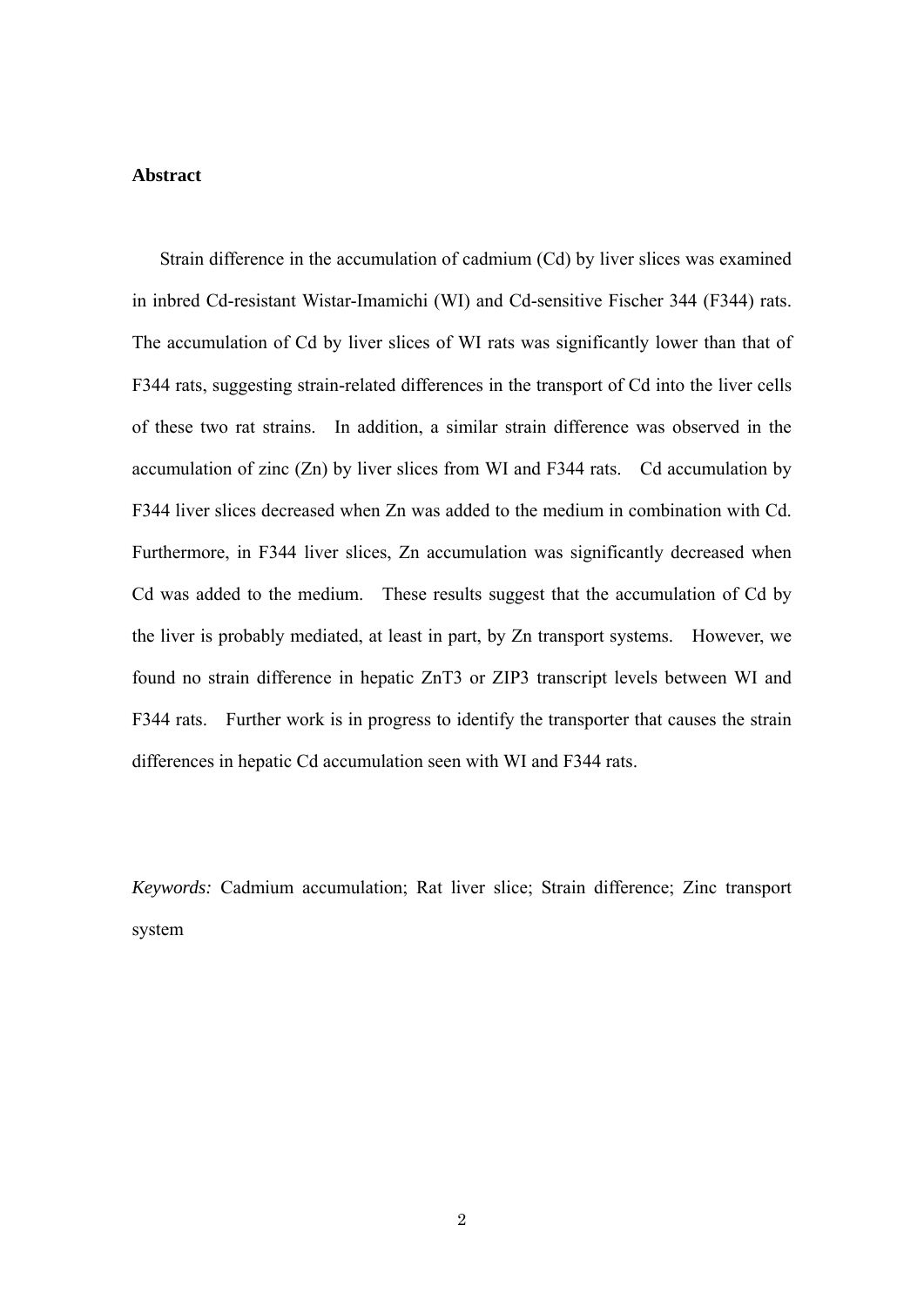**Abstract**

Strain difference in the accumulation of cadmium (Cd) by liver slices was examined in inbred Cd-resistant Wistar-Imamichi (WI) and Cd-sensitive Fischer 344 (F344) rats. The accumulation of Cd by liver slices of WI rats was significantly lower than that of F344 rats, suggesting strain-related differences in the transport of Cd into the liver cells of these two rat strains. In addition, a similar strain difference was observed in the accumulation of zinc (Zn) by liver slices from WI and F344 rats. Cd accumulation by F344 liver slices decreased when Zn was added to the medium in combination with Cd. Furthermore, in F344 liver slices, Zn accumulation was significantly decreased when Cd was added to the medium. These results suggest that the accumulation of Cd by the liver is probably mediated, at least in part, by Zn transport systems. However, we found no strain difference in hepatic ZnT3 or ZIP3 transcript levels between WI and F344 rats. Further work is in progress to identify the transporter that causes the strain differences in hepatic Cd accumulation seen with WI and F344 rats.

*Keywords:* Cadmium accumulation; Rat liver slice; Strain difference; Zinc transport system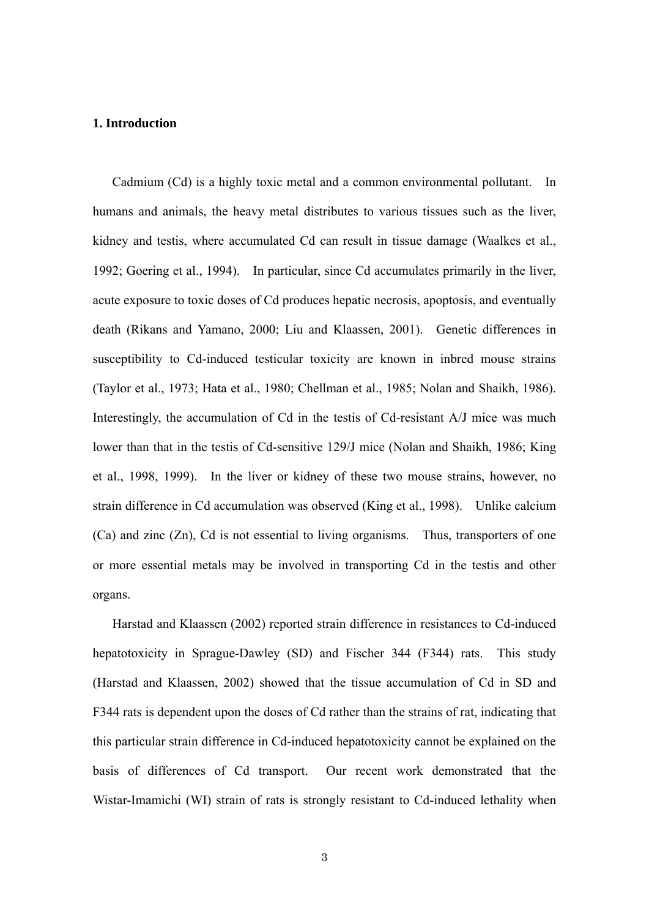## 1. Introduction

Cadmium (Cd) is a highly toxic metal and a common environmental pollutant. In humans and animals, the heavy metal distributes to various tissues such as the liver, kidney and testis, where accumulated Cd can result in tissue damage (Waalkes et al., 1992; Goering et al., 1994). In particular, since Cd accumulates primarily in the liver, acute exposure to toxic doses of Cd produces hepatic necrosis, apoptosis, and eventually death (Rikans and Yamano, 2000; Liu and Klaassen, 2001). Genetic differences in susceptibility to Cd-induced testicular toxicity are known in inbred mouse strains (Taylor et al., 1973; Hata et al., 1980; Chellman et al., 1985; Nolan and Shaikh, 1986). Interestingly, the accumulation of Cd in the testis of Cd-resistant A/J mice was much lower than that in the testis of Cd-sensitive 129/J mice (Nolan and Shaikh, 1986; King et al., 1998, 1999). In the liver or kidney of these two mouse strains, however, no strain difference in Cd accumulation was observed (King et al., 1998). Unlike calcium (Ca) and zinc (Zn), Cd is not essential to living organisms. Thus, transporters of one or more essential metals may be involved in transporting Cd in the testis and other organs.

Harstad and Klaassen (2002) reported strain difference in resistances to Cd-induced hepatotoxicity in Sprague-Dawley (SD) and Fischer 344 (F344) rats. This study (Harstad and Klaassen, 2002) showed that the tissue accumulation of Cd in SD and F344 rats is dependent upon the doses of Cd rather than the strains of rat, indicating that this particular strain difference in Cd-induced hepatotoxicity cannot be explained on the basis of differences of Cd transport. Our recent work demonstrated that the Wistar-Imamichi (WI) strain of rats is strongly resistant to Cd-induced lethality when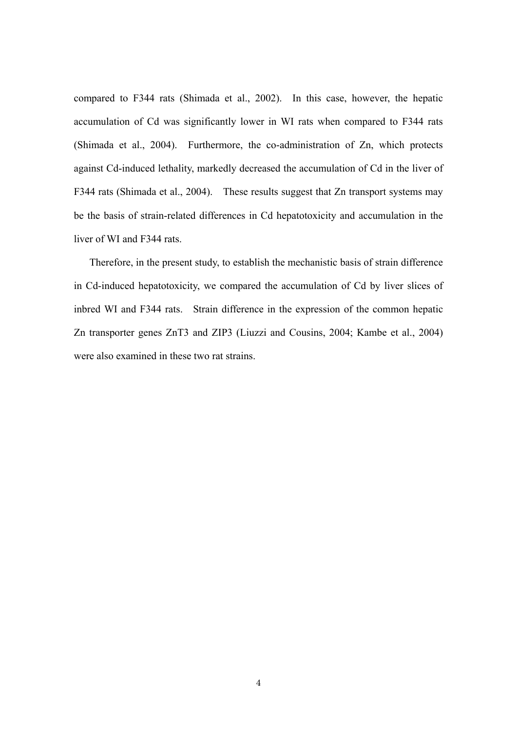compared to F344 rats (Shimada et al., 2002). In this case, however, the hepatic accumulation of Cd was significantly lower in WI rats when compared to F344 rats (Shimada et al., 2004). Furthermore, the co-administration of Zn, which protects against Cd-induced lethality, markedly decreased the accumulation of Cd in the liver of F344 rats (Shimada et al., 2004). These results suggest that Zn transport systems may be the basis of strain-related differences in Cd hepatotoxicity and accumulation in the liver of WI and F344 rats.

Therefore, in the present study, to establish the mechanistic basis of strain difference in Cd-induced hepatotoxicity, we compared the accumulation of Cd by liver slices of inbred WI and F344 rats. Strain difference in the expression of the common hepatic Zn transporter genes ZnT3 and ZIP3 (Liuzzi and Cousins, 2004; Kambe et al., 2004) were also examined in these two rat strains.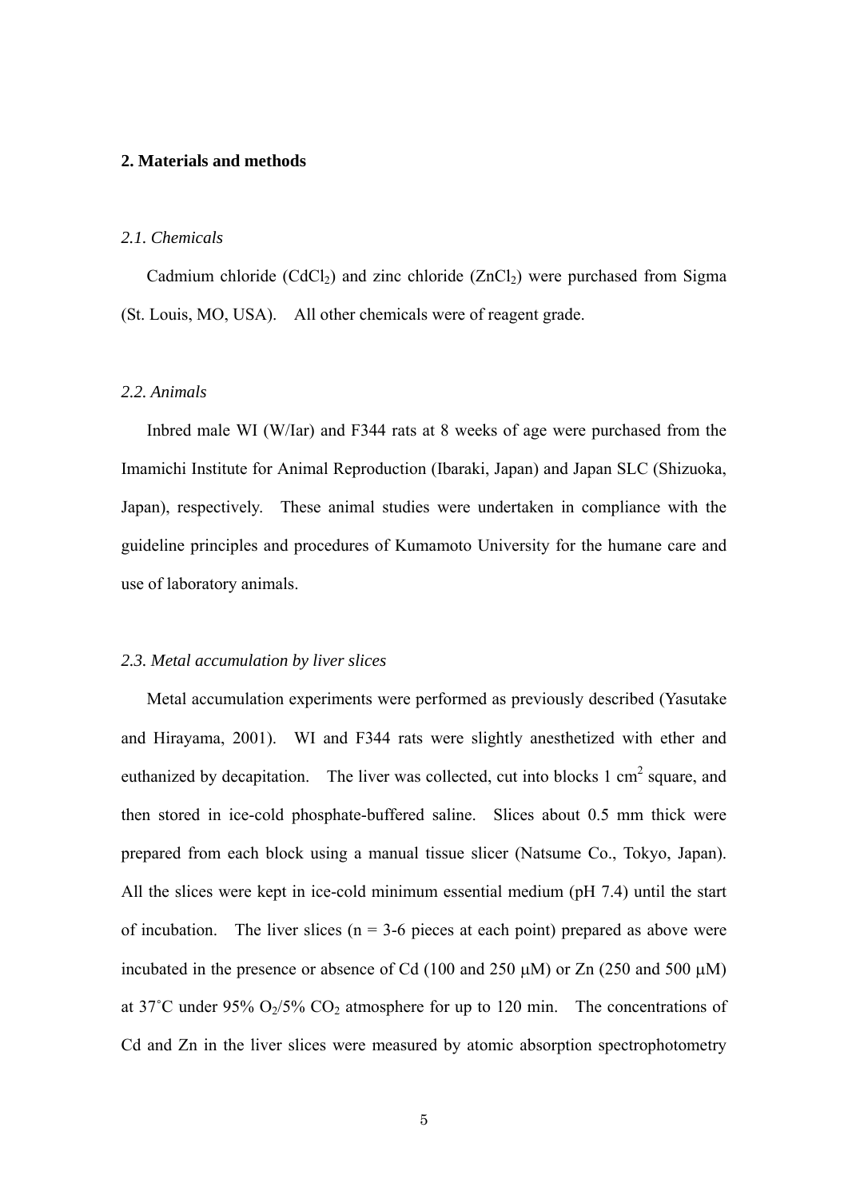## 2. Materials and methods

### *2.1. Chemicals*

Cadmium chloride ($CdCl_2$) and zinc chloride ($ZnCl_2$) were purchased from Sigma (St. Louis, MO, USA). All other chemicals were of reagent grade.

### *2.2. Animals*

Inbred male WI (W/Iar) and F344 rats at 8 weeks of age were purchased from the Imamichi Institute for Animal Reproduction (Ibaraki, Japan) and Japan SLC (Shizuoka, Japan), respectively. These animal studies were undertaken in compliance with the guideline principles and procedures of Kumamoto University for the humane care and use of laboratory animals.

### *2.3. Metal accumulation by liver slices*

Metal accumulation experiments were performed as previously described (Yasutake and Hirayama, 2001). WI and F344 rats were slightly anesthetized with ether and euthanized by decapitation. The liver was collected, cut into blocks 1 $cm^2$ square, and then stored in ice-cold phosphate-buffered saline. Slices about 0.5 mm thick were prepared from each block using a manual tissue slicer (Natsume Co., Tokyo, Japan). All the slices were kept in ice-cold minimum essential medium (pH 7.4) until the start of incubation. The liver slices (n = 3-6 pieces at each point) prepared as above were incubated in the presence or absence of Cd (100 and 250 μM) or Zn (250 and 500 μM) at 37˚C under 95% $O_2$/5% $CO_2$ atmosphere for up to 120 min. The concentrations of Cd and Zn in the liver slices were measured by atomic absorption spectrophotometry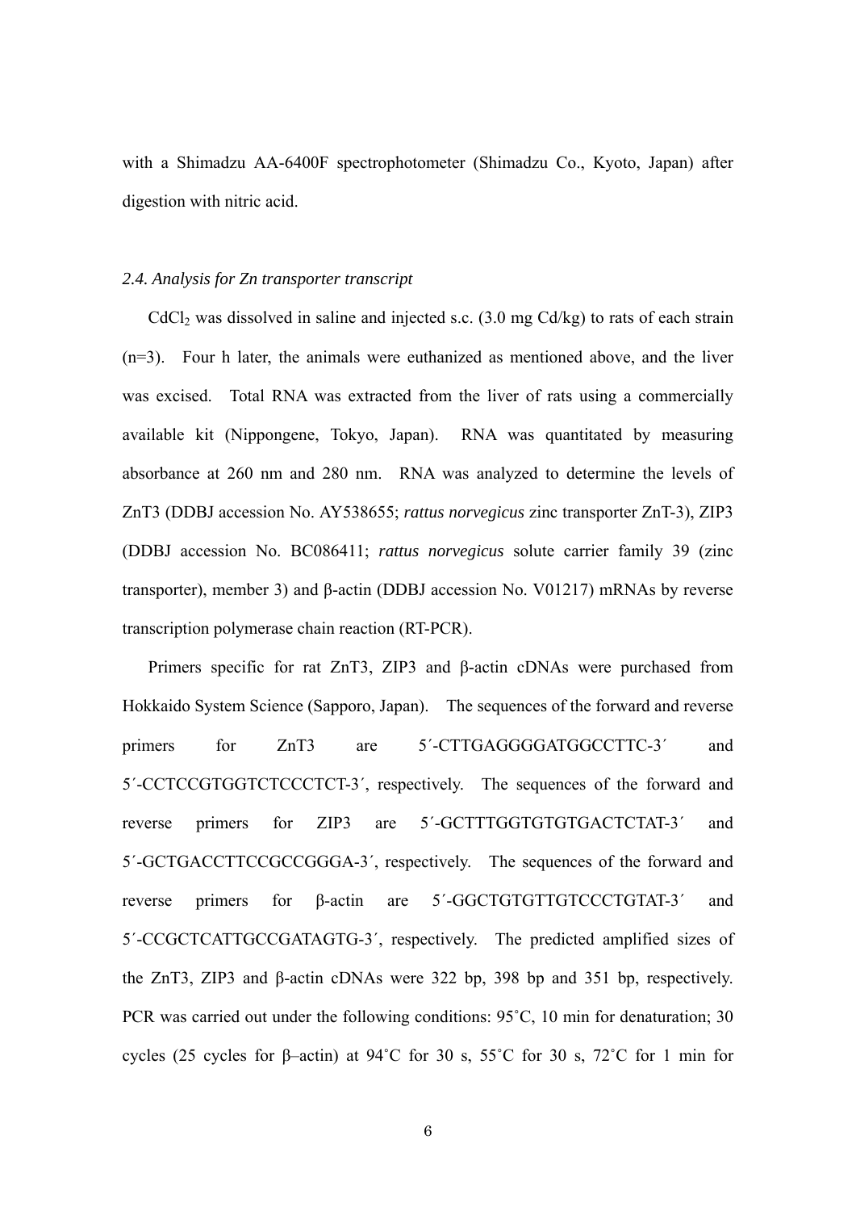with a Shimadzu AA-6400F spectrophotometer (Shimadzu Co., Kyoto, Japan) after digestion with nitric acid.

### *2.4. Analysis for Zn transporter transcript*

$CdCl_2$ was dissolved in saline and injected s.c. (3.0 mg Cd/kg) to rats of each strain (n=3). Four h later, the animals were euthanized as mentioned above, and the liver was excised. Total RNA was extracted from the liver of rats using a commercially available kit (Nippongene, Tokyo, Japan). RNA was quantitated by measuring absorbance at 260 nm and 280 nm. RNA was analyzed to determine the levels of ZnT3 (DDBJ accession No. AY538655; *rattus norvegicus* zinc transporter ZnT-3), ZIP3 (DDBJ accession No. BC086411; *rattus norvegicus* solute carrier family 39 (zinc transporter), member 3) and β-actin (DDBJ accession No. V01217) mRNAs by reverse transcription polymerase chain reaction (RT-PCR).

Primers specific for rat ZnT3, ZIP3 and β-actin cDNAs were purchased from Hokkaido System Science (Sapporo, Japan). The sequences of the forward and reverse primers for ZnT3 are 5´-CTTGAGGGGATGGCCTTC-3´ and 5´-CCTCCGTGGTCTCCCTCT-3´, respectively. The sequences of the forward and reverse primers for ZIP3 are 5´-GCTTTGGTGTGTGACTCTAT-3´ and 5´-GCTGACCTTCCGCCGGGA-3´, respectively. The sequences of the forward and reverse primers for β-actin are 5´-GGCTGTGTTGTCCCTGTAT-3´ and 5´-CCGCTCATTGCCGATAGTG-3´, respectively. The predicted amplified sizes of the ZnT3, ZIP3 and β-actin cDNAs were 322 bp, 398 bp and 351 bp, respectively. PCR was carried out under the following conditions: 95˚C, 10 min for denaturation; 30 cycles (25 cycles for β–actin) at 94˚C for 30 s, 55˚C for 30 s, 72˚C for 1 min for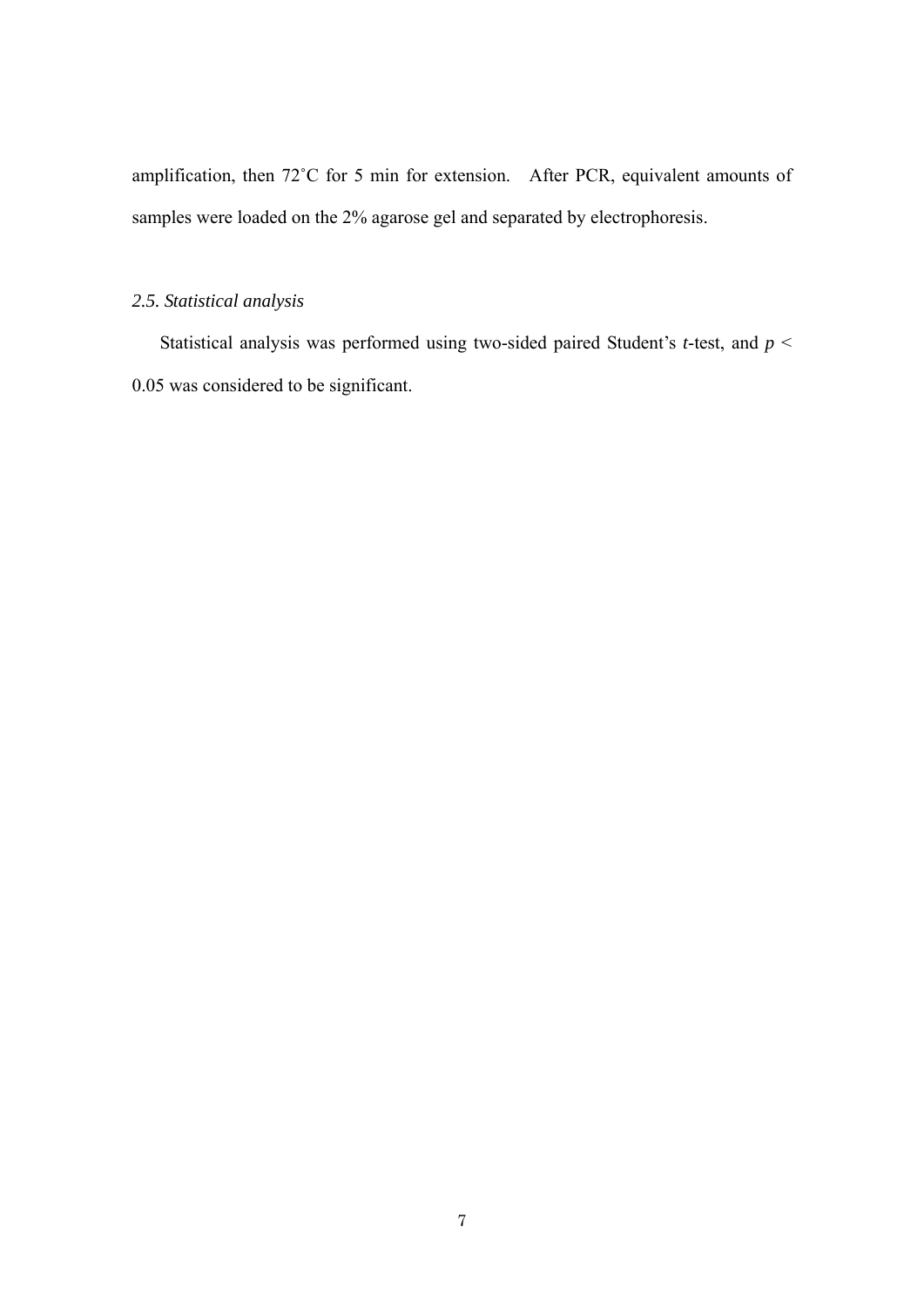amplification, then 72˚C for 5 min for extension. After PCR, equivalent amounts of samples were loaded on the 2% agarose gel and separated by electrophoresis.

### *2.5. Statistical analysis*

Statistical analysis was performed using two-sided paired Student's *t*-test, and $p < 0.05$ was considered to be significant.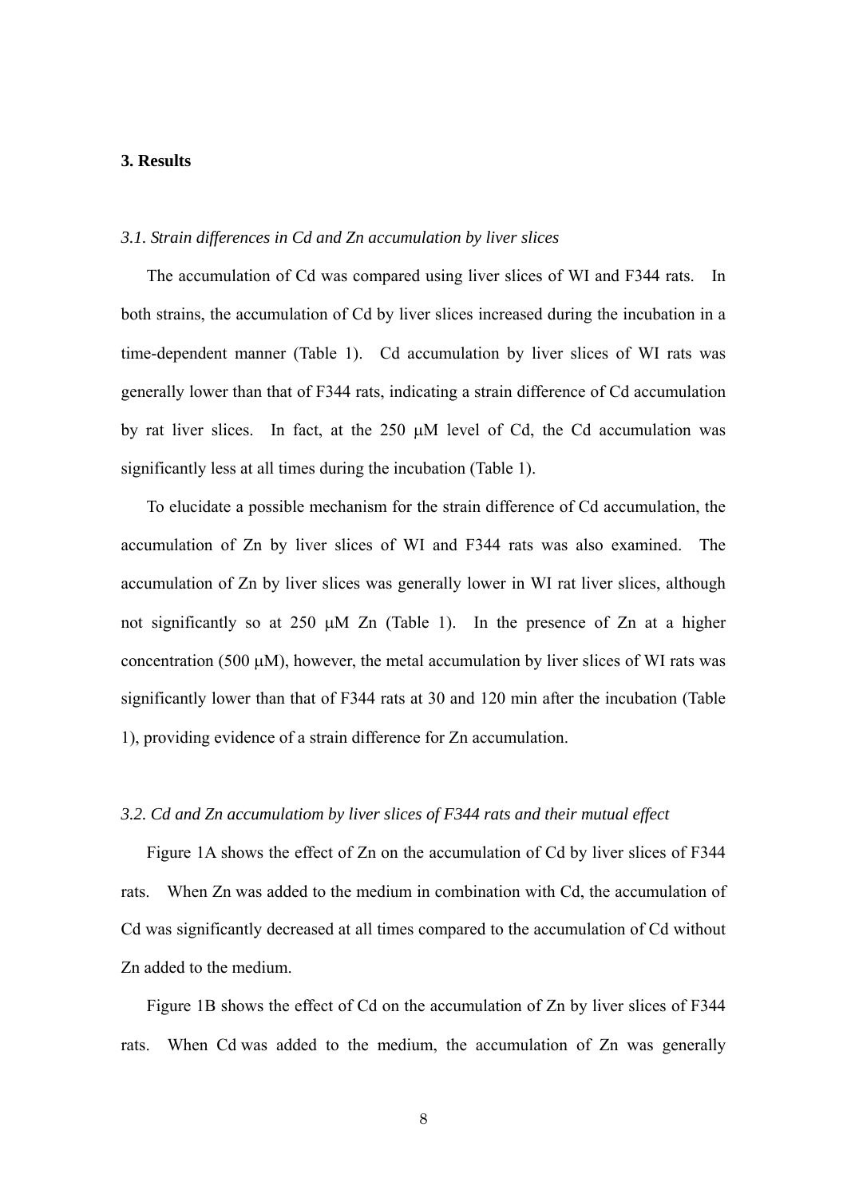## 3. Results

### *3.1. Strain differences in Cd and Zn accumulation by liver slices*

The accumulation of Cd was compared using liver slices of WI and F344 rats. In both strains, the accumulation of Cd by liver slices increased during the incubation in a time-dependent manner (Table 1). Cd accumulation by liver slices of WI rats was generally lower than that of F344 rats, indicating a strain difference of Cd accumulation by rat liver slices. In fact, at the 250 μM level of Cd, the Cd accumulation was significantly less at all times during the incubation (Table 1).

To elucidate a possible mechanism for the strain difference of Cd accumulation, the accumulation of Zn by liver slices of WI and F344 rats was also examined. The accumulation of Zn by liver slices was generally lower in WI rat liver slices, although not significantly so at 250 μM Zn (Table 1). In the presence of Zn at a higher concentration (500 μM), however, the metal accumulation by liver slices of WI rats was significantly lower than that of F344 rats at 30 and 120 min after the incubation (Table 1), providing evidence of a strain difference for Zn accumulation.

### *3.2. Cd and Zn accumulatiom by liver slices of F344 rats and their mutual effect*

Figure 1A shows the effect of Zn on the accumulation of Cd by liver slices of F344 rats. When Zn was added to the medium in combination with Cd, the accumulation of Cd was significantly decreased at all times compared to the accumulation of Cd without Zn added to the medium.

Figure 1B shows the effect of Cd on the accumulation of Zn by liver slices of F344 rats. When Cd was added to the medium, the accumulation of Zn was generally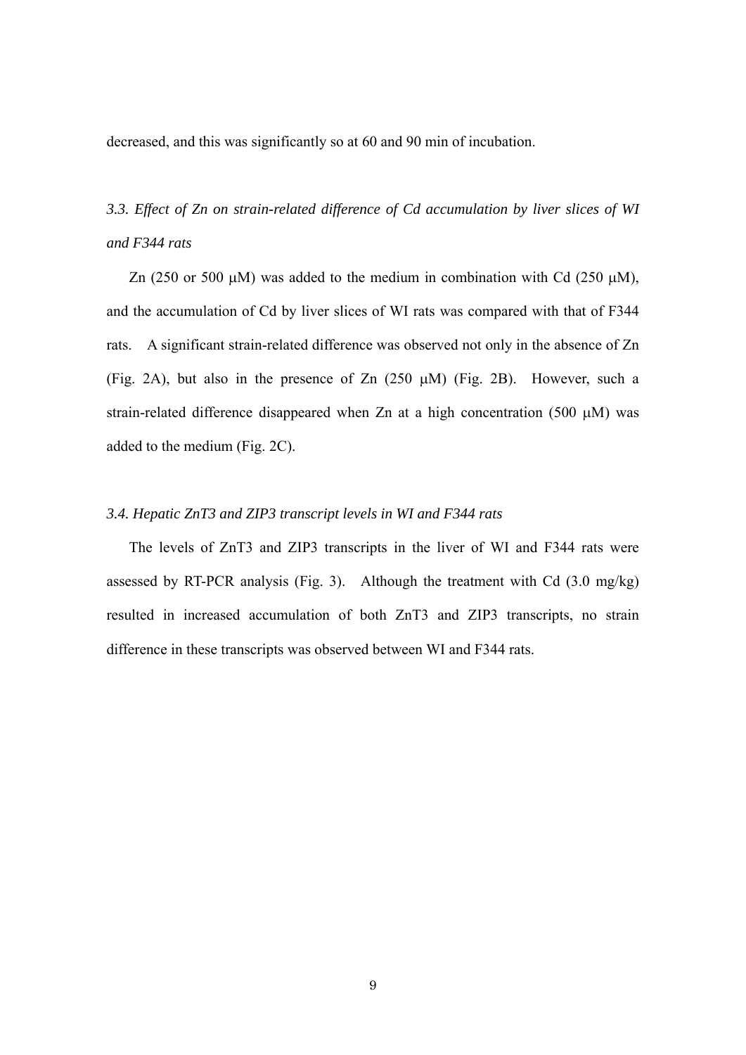decreased, and this was significantly so at 60 and 90 min of incubation.

### *3.3. Effect of Zn on strain-related difference of Cd accumulation by liver slices of WI and F344 rats*

Zn (250 or 500 μM) was added to the medium in combination with Cd (250 μM), and the accumulation of Cd by liver slices of WI rats was compared with that of F344 rats. A significant strain-related difference was observed not only in the absence of Zn (Fig. 2A), but also in the presence of Zn (250 μM) (Fig. 2B). However, such a strain-related difference disappeared when Zn at a high concentration (500 μM) was added to the medium (Fig. 2C).

### *3.4. Hepatic ZnT3 and ZIP3 transcript levels in WI and F344 rats*

The levels of ZnT3 and ZIP3 transcripts in the liver of WI and F344 rats were assessed by RT-PCR analysis (Fig. 3). Although the treatment with Cd (3.0 mg/kg) resulted in increased accumulation of both ZnT3 and ZIP3 transcripts, no strain difference in these transcripts was observed between WI and F344 rats.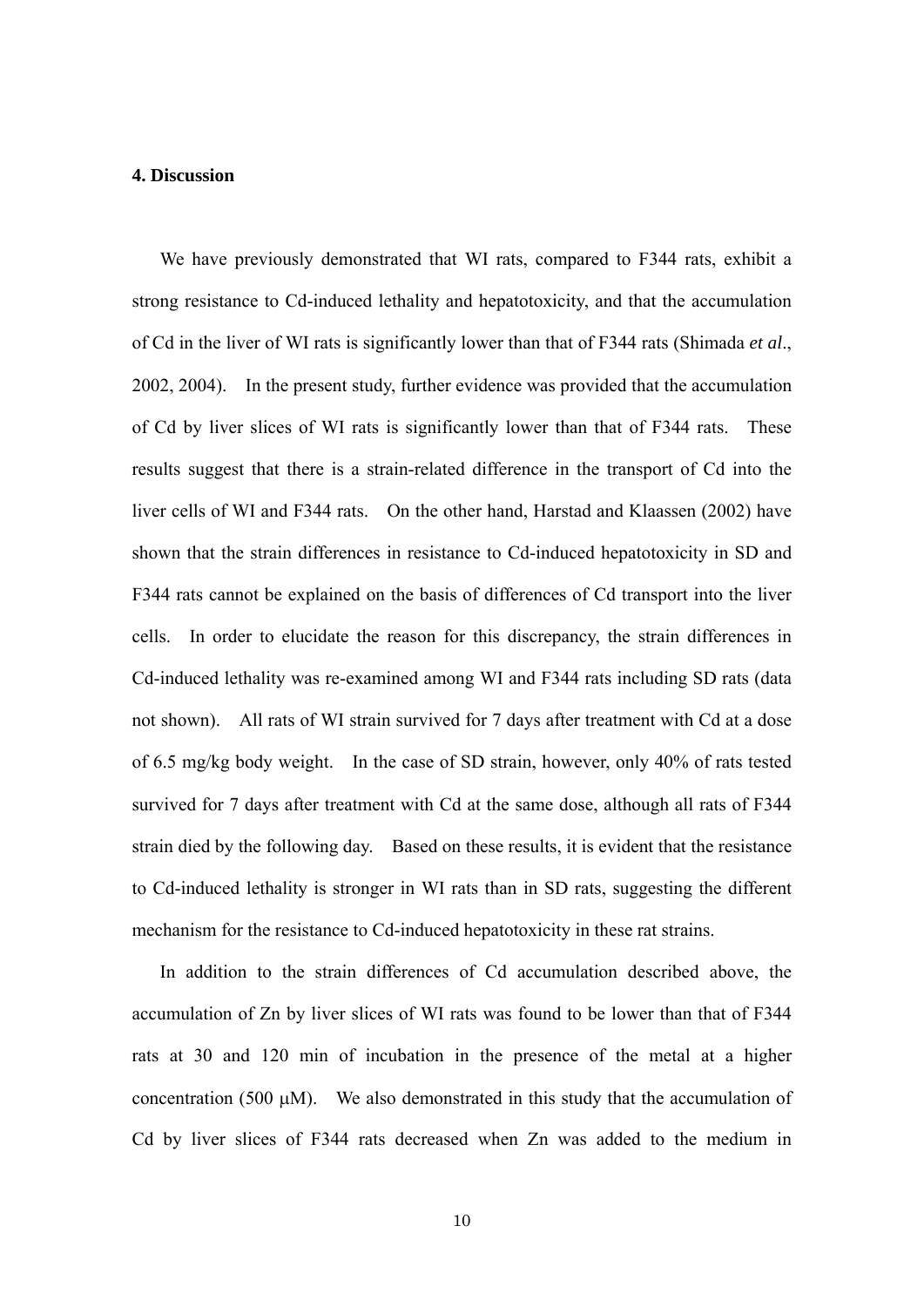## 4. Discussion

We have previously demonstrated that WI rats, compared to F344 rats, exhibit a strong resistance to Cd-induced lethality and hepatotoxicity, and that the accumulation of Cd in the liver of WI rats is significantly lower than that of F344 rats (Shimada *et al*., 2002, 2004). In the present study, further evidence was provided that the accumulation of Cd by liver slices of WI rats is significantly lower than that of F344 rats. These results suggest that there is a strain-related difference in the transport of Cd into the liver cells of WI and F344 rats. On the other hand, Harstad and Klaassen (2002) have shown that the strain differences in resistance to Cd-induced hepatotoxicity in SD and F344 rats cannot be explained on the basis of differences of Cd transport into the liver cells. In order to elucidate the reason for this discrepancy, the strain differences in Cd-induced lethality was re-examined among WI and F344 rats including SD rats (data not shown). All rats of WI strain survived for 7 days after treatment with Cd at a dose of 6.5 mg/kg body weight. In the case of SD strain, however, only 40% of rats tested survived for 7 days after treatment with Cd at the same dose, although all rats of F344 strain died by the following day. Based on these results, it is evident that the resistance to Cd-induced lethality is stronger in WI rats than in SD rats, suggesting the different mechanism for the resistance to Cd-induced hepatotoxicity in these rat strains.

In addition to the strain differences of Cd accumulation described above, the accumulation of Zn by liver slices of WI rats was found to be lower than that of F344 rats at 30 and 120 min of incubation in the presence of the metal at a higher concentration (500 μM). We also demonstrated in this study that the accumulation of Cd by liver slices of F344 rats decreased when Zn was added to the medium in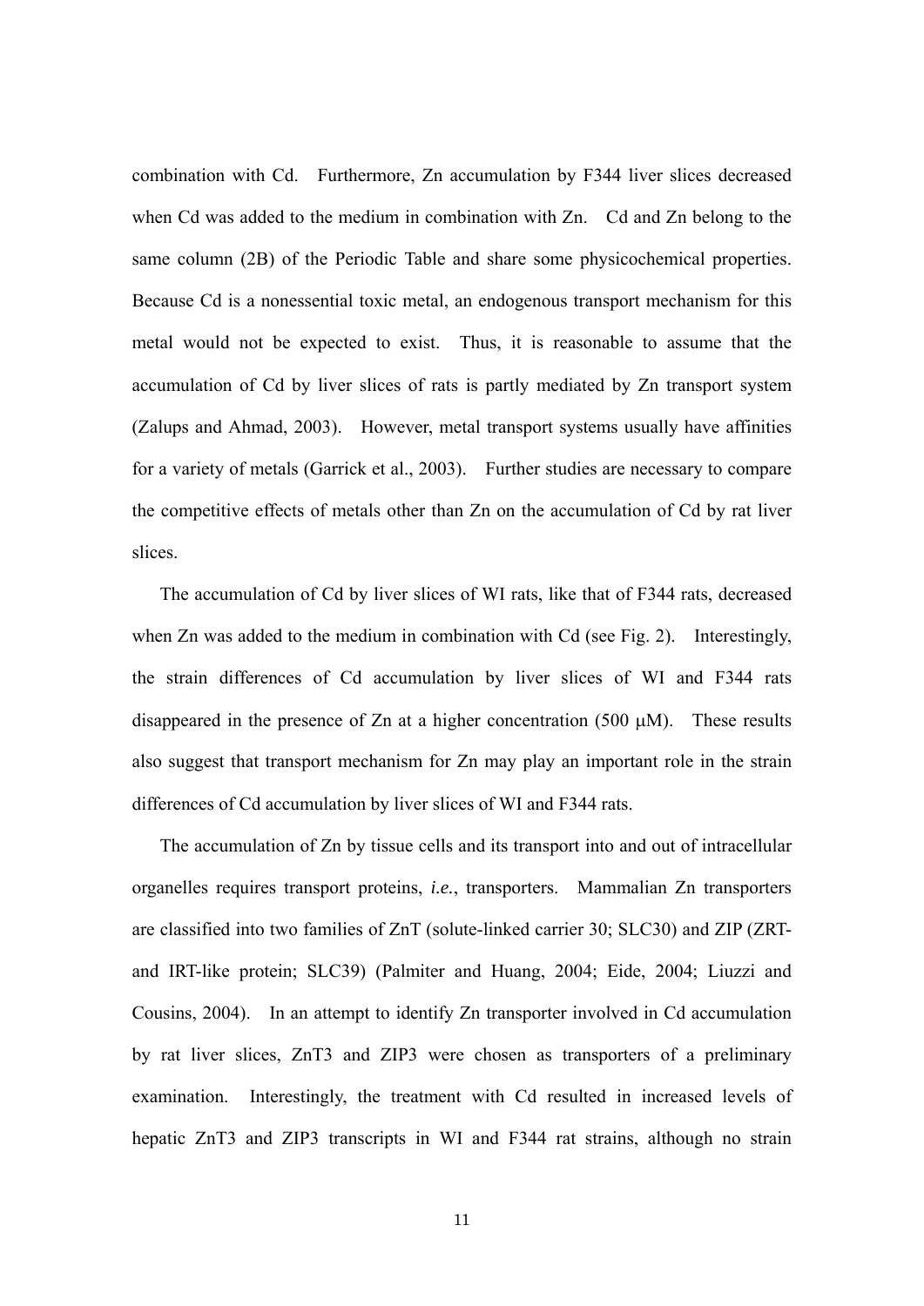combination with Cd. Furthermore, Zn accumulation by F344 liver slices decreased when Cd was added to the medium in combination with Zn. Cd and Zn belong to the same column (2B) of the Periodic Table and share some physicochemical properties. Because Cd is a nonessential toxic metal, an endogenous transport mechanism for this metal would not be expected to exist. Thus, it is reasonable to assume that the accumulation of Cd by liver slices of rats is partly mediated by Zn transport system (Zalups and Ahmad, 2003). However, metal transport systems usually have affinities for a variety of metals (Garrick et al., 2003). Further studies are necessary to compare the competitive effects of metals other than Zn on the accumulation of Cd by rat liver slices.

The accumulation of Cd by liver slices of WI rats, like that of F344 rats, decreased when Zn was added to the medium in combination with Cd (see Fig. 2). Interestingly, the strain differences of Cd accumulation by liver slices of WI and F344 rats disappeared in the presence of Zn at a higher concentration (500 μM). These results also suggest that transport mechanism for Zn may play an important role in the strain differences of Cd accumulation by liver slices of WI and F344 rats.

The accumulation of Zn by tissue cells and its transport into and out of intracellular organelles requires transport proteins, *i.e.*, transporters. Mammalian Zn transporters are classified into two families of ZnT (solute-linked carrier 30; SLC30) and ZIP (ZRT- and IRT-like protein; SLC39) (Palmiter and Huang, 2004; Eide, 2004; Liuzzi and Cousins, 2004). In an attempt to identify Zn transporter involved in Cd accumulation by rat liver slices, ZnT3 and ZIP3 were chosen as transporters of a preliminary examination. Interestingly, the treatment with Cd resulted in increased levels of hepatic ZnT3 and ZIP3 transcripts in WI and F344 rat strains, although no strain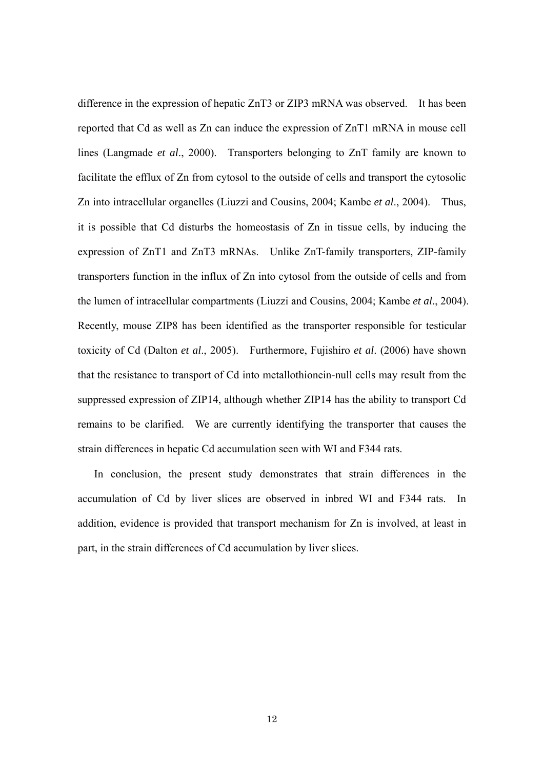difference in the expression of hepatic ZnT3 or ZIP3 mRNA was observed. It has been reported that Cd as well as Zn can induce the expression of ZnT1 mRNA in mouse cell lines (Langmade *et al*., 2000). Transporters belonging to ZnT family are known to facilitate the efflux of Zn from cytosol to the outside of cells and transport the cytosolic Zn into intracellular organelles (Liuzzi and Cousins, 2004; Kambe *et al*., 2004). Thus, it is possible that Cd disturbs the homeostasis of Zn in tissue cells, by inducing the expression of ZnT1 and ZnT3 mRNAs. Unlike ZnT-family transporters, ZIP-family transporters function in the influx of Zn into cytosol from the outside of cells and from the lumen of intracellular compartments (Liuzzi and Cousins, 2004; Kambe *et al*., 2004). Recently, mouse ZIP8 has been identified as the transporter responsible for testicular toxicity of Cd (Dalton *et al*., 2005). Furthermore, Fujishiro *et al*. (2006) have shown that the resistance to transport of Cd into metallothionein-null cells may result from the suppressed expression of ZIP14, although whether ZIP14 has the ability to transport Cd remains to be clarified. We are currently identifying the transporter that causes the strain differences in hepatic Cd accumulation seen with WI and F344 rats.

In conclusion, the present study demonstrates that strain differences in the accumulation of Cd by liver slices are observed in inbred WI and F344 rats. In addition, evidence is provided that transport mechanism for Zn is involved, at least in part, in the strain differences of Cd accumulation by liver slices.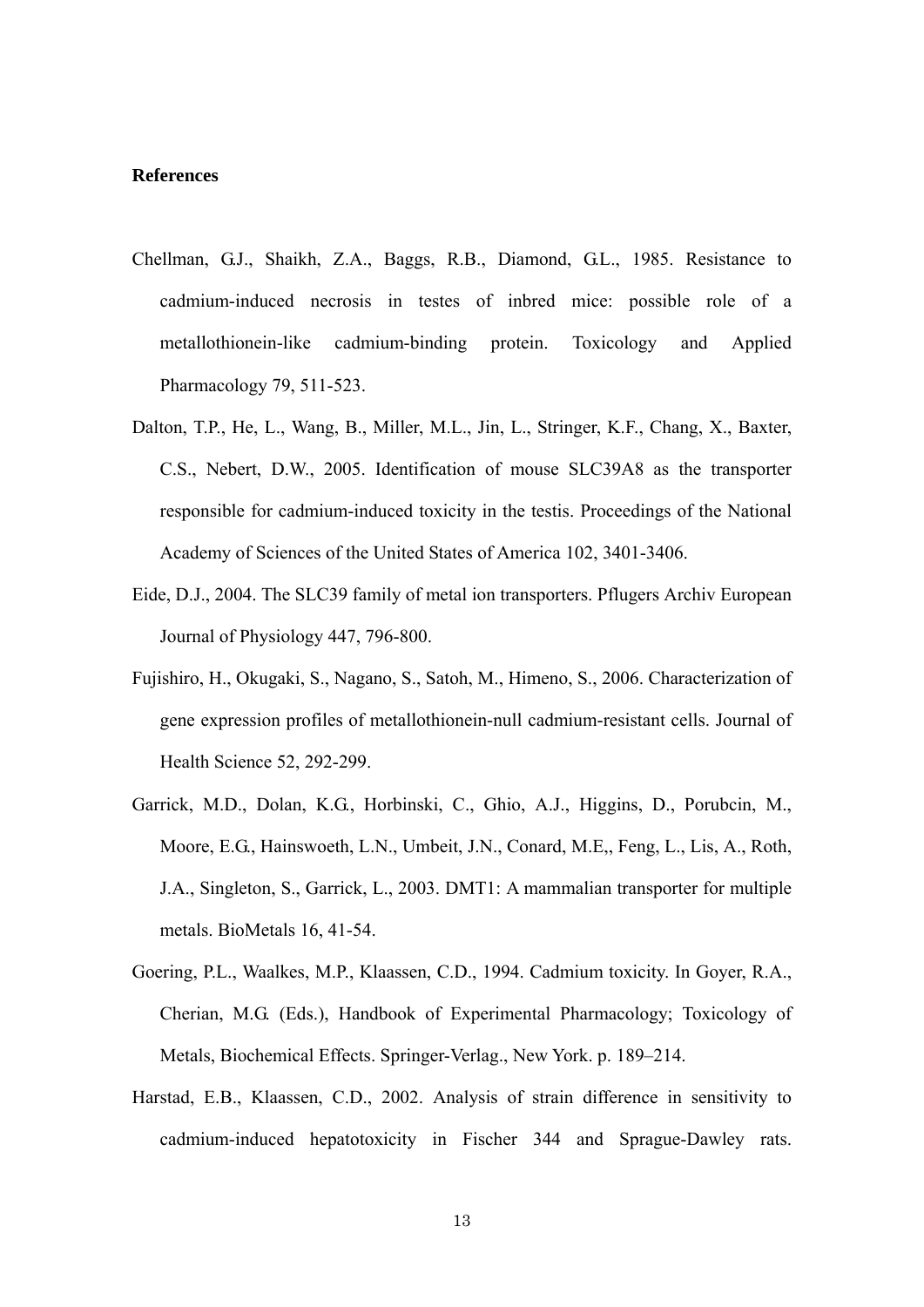**References**

Chellman, G.J., Shaikh, Z.A., Baggs, R.B., Diamond, G.L., 1985. Resistance to cadmium-induced necrosis in testes of inbred mice: possible role of a metallothionein-like cadmium-binding protein. Toxicology and Applied Pharmacology 79, 511-523.

Dalton, T.P., He, L., Wang, B., Miller, M.L., Jin, L., Stringer, K.F., Chang, X., Baxter, C.S., Nebert, D.W., 2005. Identification of mouse SLC39A8 as the transporter responsible for cadmium-induced toxicity in the testis. Proceedings of the National Academy of Sciences of the United States of America 102, 3401-3406.

Eide, D.J., 2004. The SLC39 family of metal ion transporters. Pflugers Archiv European Journal of Physiology 447, 796-800.

Fujishiro, H., Okugaki, S., Nagano, S., Satoh, M., Himeno, S., 2006. Characterization of gene expression profiles of metallothionein-null cadmium-resistant cells. Journal of Health Science 52, 292-299.

Garrick, M.D., Dolan, K.G., Horbinski, C., Ghio, A.J., Higgins, D., Porubcin, M., Moore, E.G., Hainswoeth, L.N., Umbeit, J.N., Conard, M.E,, Feng, L., Lis, A., Roth, J.A., Singleton, S., Garrick, L., 2003. DMT1: A mammalian transporter for multiple metals. BioMetals 16, 41-54.

Goering, P.L., Waalkes, M.P., Klaassen, C.D., 1994. Cadmium toxicity. In Goyer, R.A., Cherian, M.G. (Eds.), Handbook of Experimental Pharmacology; Toxicology of Metals, Biochemical Effects. Springer-Verlag., New York. p. 189–214.

Harstad, E.B., Klaassen, C.D., 2002. Analysis of strain difference in sensitivity to cadmium-induced hepatotoxicity in Fischer 344 and Sprague-Dawley rats.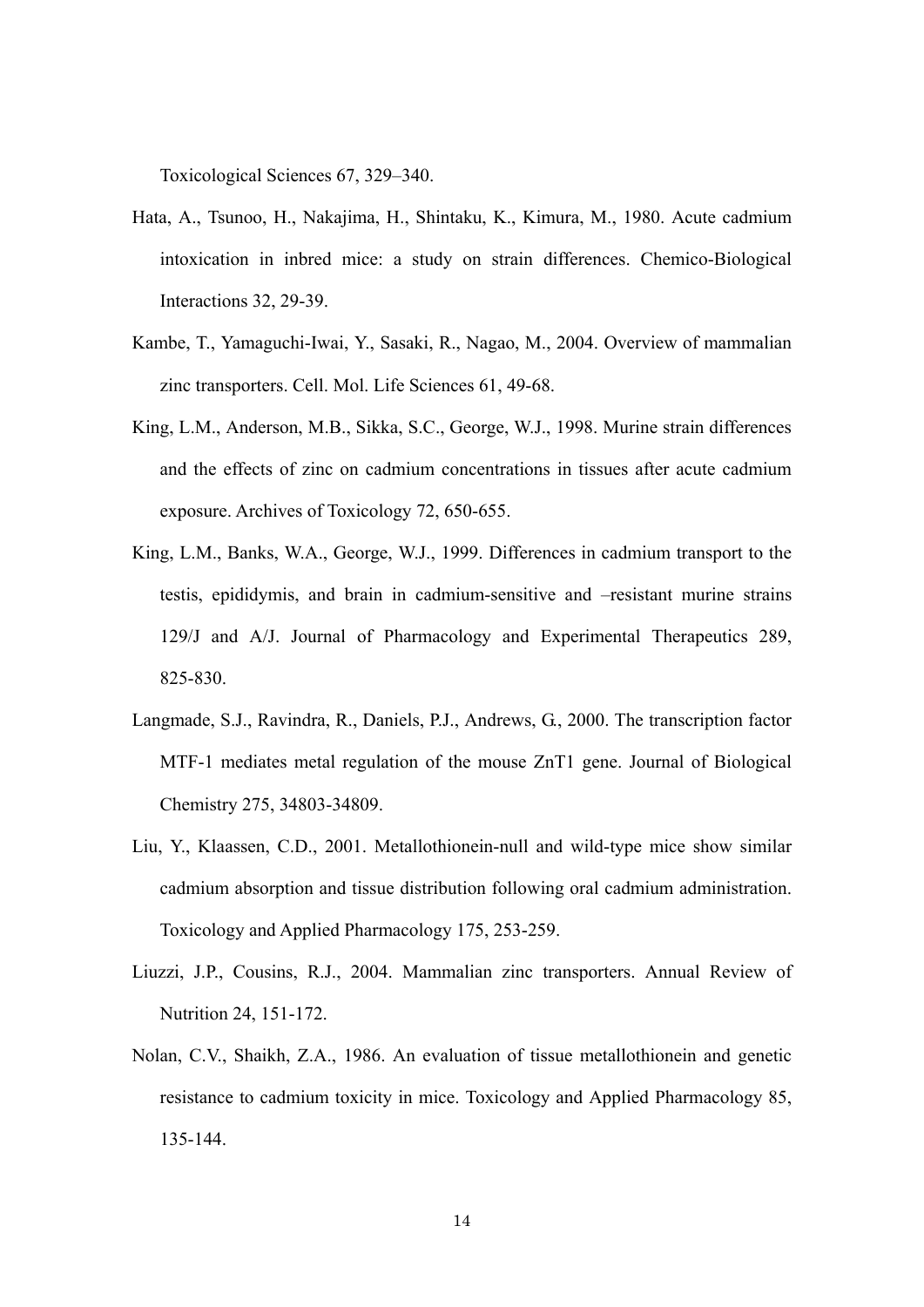Toxicological Sciences 67, 329–340.

Hata, A., Tsunoo, H., Nakajima, H., Shintaku, K., Kimura, M., 1980. Acute cadmium intoxication in inbred mice: a study on strain differences. Chemico-Biological Interactions 32, 29-39.

Kambe, T., Yamaguchi-Iwai, Y., Sasaki, R., Nagao, M., 2004. Overview of mammalian zinc transporters. Cell. Mol. Life Sciences 61, 49-68.

King, L.M., Anderson, M.B., Sikka, S.C., George, W.J., 1998. Murine strain differences and the effects of zinc on cadmium concentrations in tissues after acute cadmium exposure. Archives of Toxicology 72, 650-655.

King, L.M., Banks, W.A., George, W.J., 1999. Differences in cadmium transport to the testis, epididymis, and brain in cadmium-sensitive and –resistant murine strains 129/J and A/J. Journal of Pharmacology and Experimental Therapeutics 289, 825-830.

Langmade, S.J., Ravindra, R., Daniels, P.J., Andrews, G., 2000. The transcription factor MTF-1 mediates metal regulation of the mouse ZnT1 gene. Journal of Biological Chemistry 275, 34803-34809.

Liu, Y., Klaassen, C.D., 2001. Metallothionein-null and wild-type mice show similar cadmium absorption and tissue distribution following oral cadmium administration. Toxicology and Applied Pharmacology 175, 253-259.

Liuzzi, J.P., Cousins, R.J., 2004. Mammalian zinc transporters. Annual Review of Nutrition 24, 151-172.

Nolan, C.V., Shaikh, Z.A., 1986. An evaluation of tissue metallothionein and genetic resistance to cadmium toxicity in mice. Toxicology and Applied Pharmacology 85, 135-144.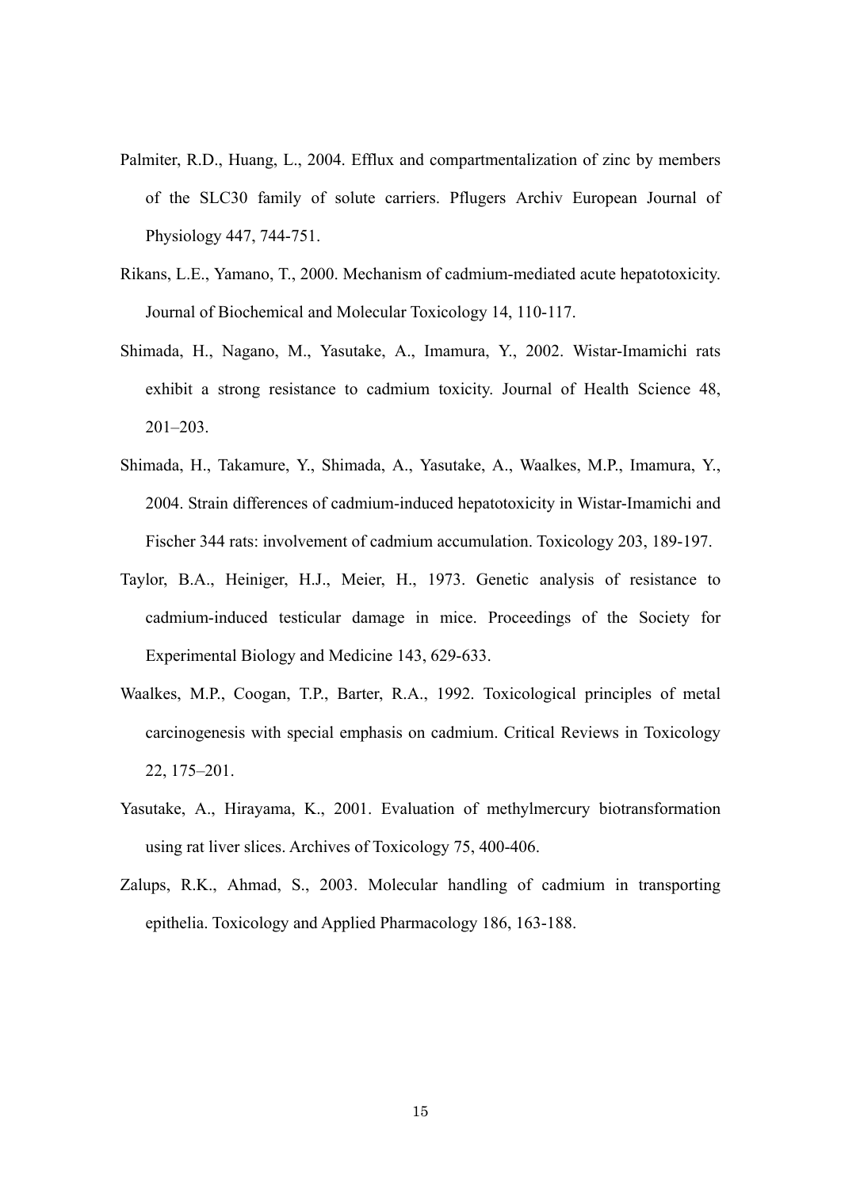Palmiter, R.D., Huang, L., 2004. Efflux and compartmentalization of zinc by members of the SLC30 family of solute carriers. Pflugers Archiv European Journal of Physiology 447, 744-751.

Rikans, L.E., Yamano, T., 2000. Mechanism of cadmium-mediated acute hepatotoxicity. Journal of Biochemical and Molecular Toxicology 14, 110-117.

Shimada, H., Nagano, M., Yasutake, A., Imamura, Y., 2002. Wistar-Imamichi rats exhibit a strong resistance to cadmium toxicity. Journal of Health Science 48, 201–203.

Shimada, H., Takamure, Y., Shimada, A., Yasutake, A., Waalkes, M.P., Imamura, Y., 2004. Strain differences of cadmium-induced hepatotoxicity in Wistar-Imamichi and Fischer 344 rats: involvement of cadmium accumulation. Toxicology 203, 189-197.

Taylor, B.A., Heiniger, H.J., Meier, H., 1973. Genetic analysis of resistance to cadmium-induced testicular damage in mice. Proceedings of the Society for Experimental Biology and Medicine 143, 629-633.

Waalkes, M.P., Coogan, T.P., Barter, R.A., 1992. Toxicological principles of metal carcinogenesis with special emphasis on cadmium. Critical Reviews in Toxicology 22, 175–201.

Yasutake, A., Hirayama, K., 2001. Evaluation of methylmercury biotransformation using rat liver slices. Archives of Toxicology 75, 400-406.

Zalups, R.K., Ahmad, S., 2003. Molecular handling of cadmium in transporting epithelia. Toxicology and Applied Pharmacology 186, 163-188.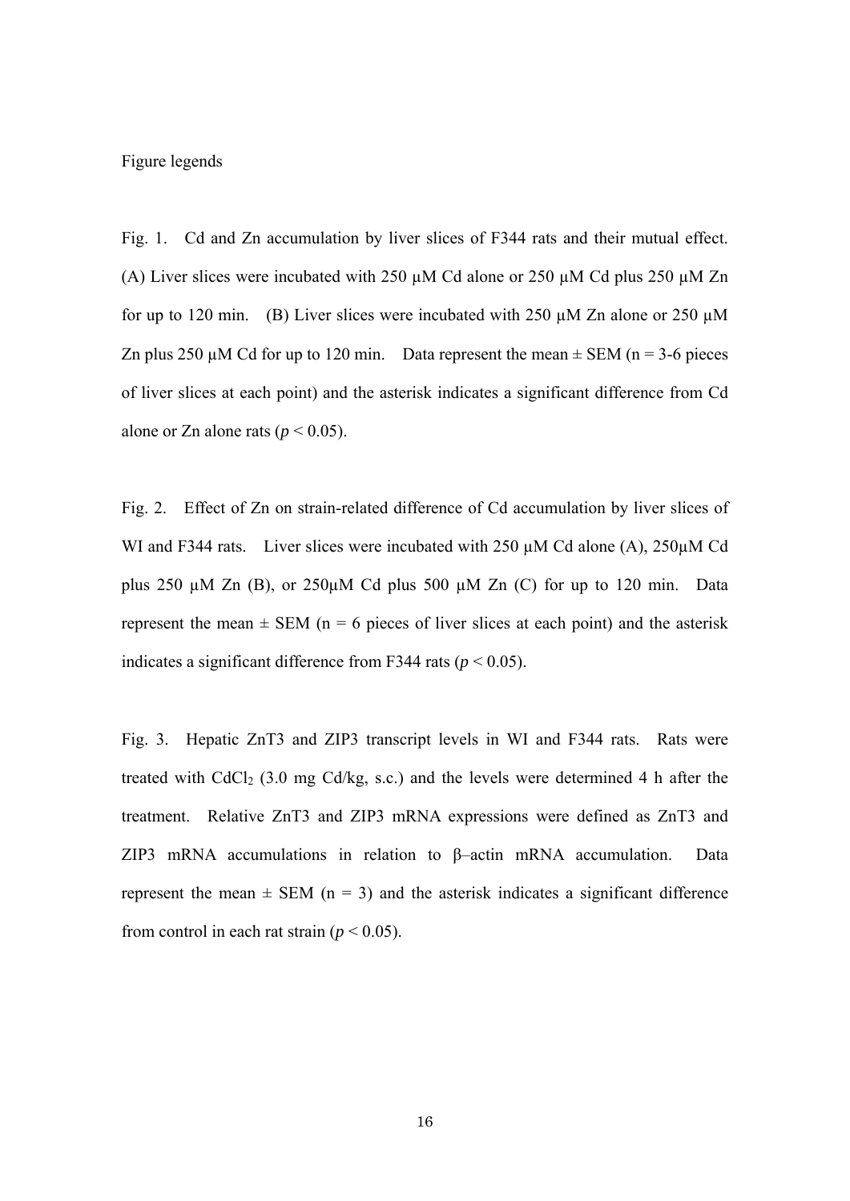# Figure legends

Fig. 1. Cd and Zn accumulation by liver slices of F344 rats and their mutual effect. (A) Liver slices were incubated with 250 μM Cd alone or 250 μM Cd plus 250 μM Zn for up to 120 min. (B) Liver slices were incubated with 250 μM Zn alone or 250 μM Zn plus 250 μM Cd for up to 120 min. Data represent the mean ± SEM (n = 3-6 pieces of liver slices at each point) and the asterisk indicates a significant difference from Cd alone or Zn alone rats ($p < 0.05$).

Fig. 2. Effect of Zn on strain-related difference of Cd accumulation by liver slices of WI and F344 rats. Liver slices were incubated with 250 μM Cd alone (A), 250μM Cd plus 250 μM Zn (B), or 250μM Cd plus 500 μM Zn (C) for up to 120 min. Data represent the mean ± SEM (n = 6 pieces of liver slices at each point) and the asterisk indicates a significant difference from F344 rats ($p < 0.05$).

Fig. 3. Hepatic ZnT3 and ZIP3 transcript levels in WI and F344 rats. Rats were treated with $CdCl_2$ (3.0 mg Cd/kg, s.c.) and the levels were determined 4 h after the treatment. Relative ZnT3 and ZIP3 mRNA expressions were defined as ZnT3 and ZIP3 mRNA accumulations in relation to β–actin mRNA accumulation. Data represent the mean ± SEM (n = 3) and the asterisk indicates a significant difference from control in each rat strain ($p < 0.05$).